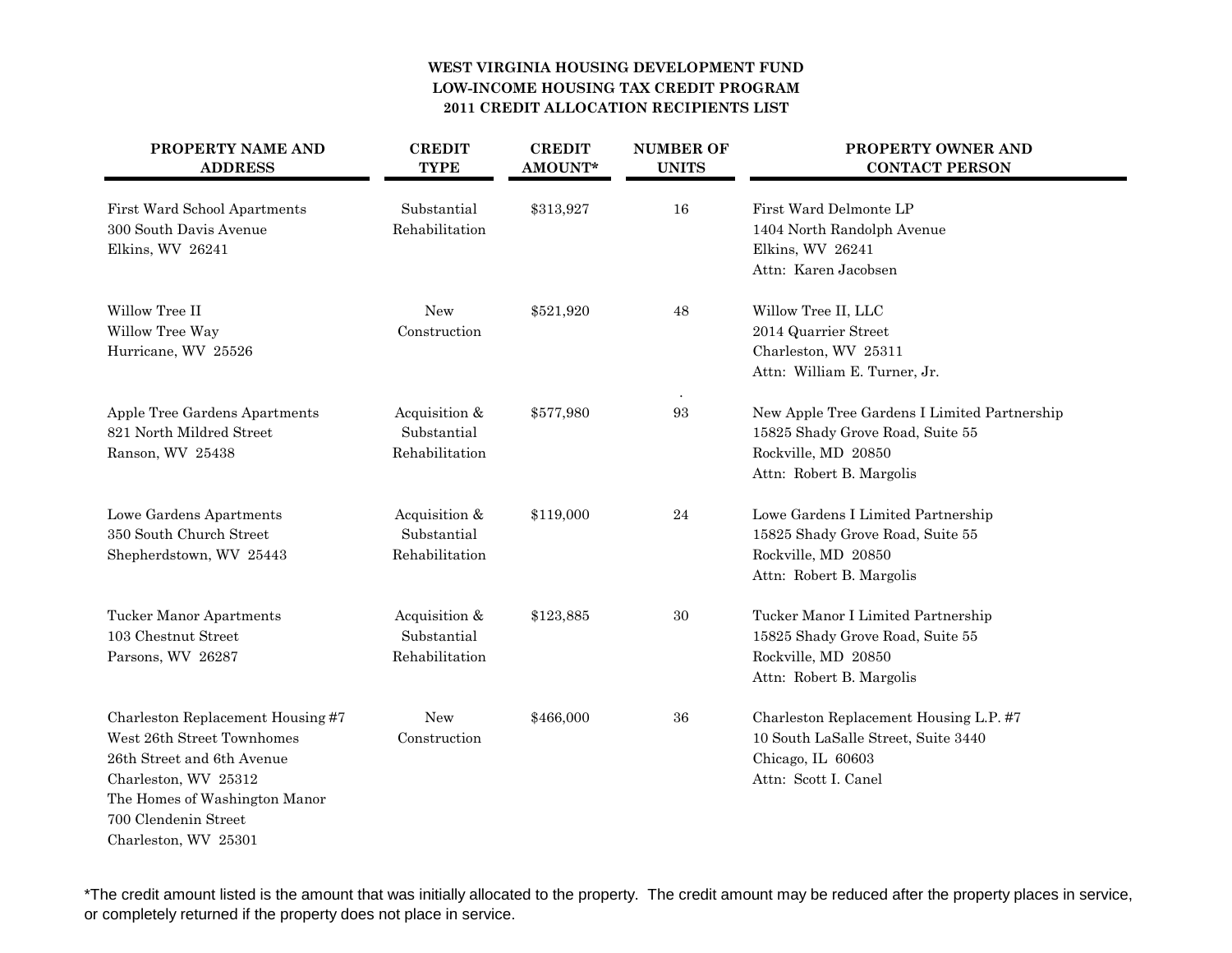# WEST VIRGINIA HOUSING DEVELOPMENT FUND
## LOW-INCOME HOUSING TAX CREDIT PROGRAM
## 2011 CREDIT ALLOCATION RECIPIENTS LIST

| PROPERTY NAME AND ADDRESS | CREDIT TYPE | CREDIT AMOUNT* | NUMBER OF UNITS | PROPERTY OWNER AND CONTACT PERSON |
|---|---|---|---|---|
| First Ward School Apartments<br>300 South Davis Avenue<br>Elkins, WV 26241 | Substantial Rehabilitation | $313,927 | 16 | First Ward Delmonte LP<br>1404 North Randolph Avenue<br>Elkins, WV 26241<br>Attn: Karen Jacobsen |
| Willow Tree II<br>Willow Tree Way<br>Hurricane, WV 25526 | New Construction | $521,920 | 48 | Willow Tree II, LLC<br>2014 Quarrier Street<br>Charleston, WV 25311<br>Attn: William E. Turner, Jr. |
| Apple Tree Gardens Apartments<br>821 North Mildred Street<br>Ranson, WV 25438 | Acquisition & Substantial Rehabilitation | $577,980 | 93 | New Apple Tree Gardens I Limited Partnership<br>15825 Shady Grove Road, Suite 55<br>Rockville, MD 20850<br>Attn: Robert B. Margolis |
| Lowe Gardens Apartments<br>350 South Church Street<br>Shepherdstown, WV 25443 | Acquisition & Substantial Rehabilitation | $119,000 | 24 | Lowe Gardens I Limited Partnership<br>15825 Shady Grove Road, Suite 55<br>Rockville, MD 20850<br>Attn: Robert B. Margolis |
| Tucker Manor Apartments<br>103 Chestnut Street<br>Parsons, WV 26287 | Acquisition & Substantial Rehabilitation | $123,885 | 30 | Tucker Manor I Limited Partnership<br>15825 Shady Grove Road, Suite 55<br>Rockville, MD 20850<br>Attn: Robert B. Margolis |
| Charleston Replacement Housing #7<br>West 26th Street Townhomes<br>26th Street and 6th Avenue<br>Charleston, WV 25312<br>The Homes of Washington Manor<br>700 Clendenin Street<br>Charleston, WV 25301 | New Construction | $466,000 | 36 | Charleston Replacement Housing L.P. #7<br>10 South LaSalle Street, Suite 3440<br>Chicago, IL 60603<br>Attn: Scott I. Canel |

*The credit amount listed is the amount that was initially allocated to the property. The credit amount may be reduced after the property places in service, or completely returned if the property does not place in service.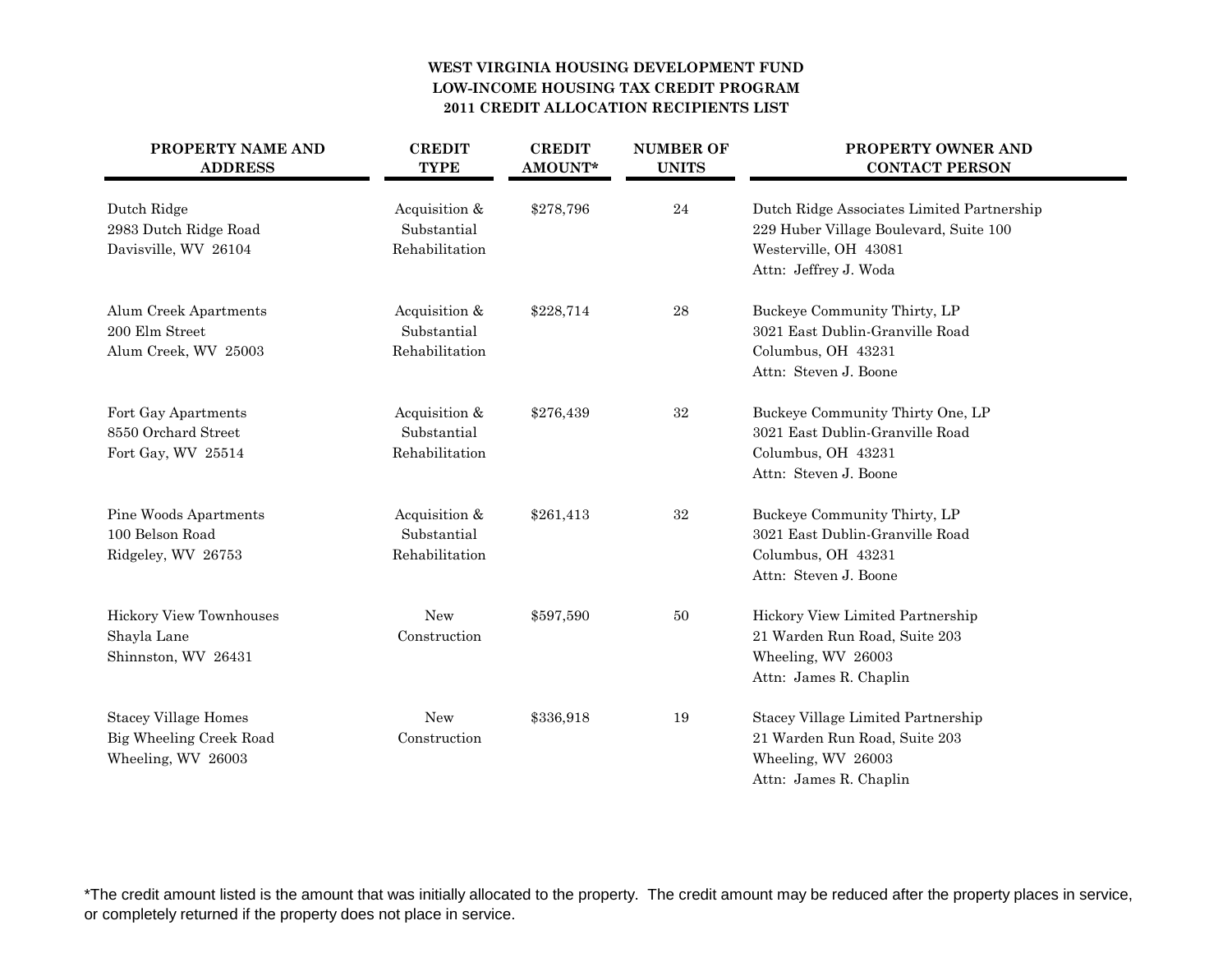**WEST VIRGINIA HOUSING DEVELOPMENT FUND**
**LOW-INCOME HOUSING TAX CREDIT PROGRAM**
**2011 CREDIT ALLOCATION RECIPIENTS LIST**

| PROPERTY NAME AND ADDRESS | CREDIT TYPE | CREDIT AMOUNT* | NUMBER OF UNITS | PROPERTY OWNER AND CONTACT PERSON |
|---|---|---|---|---|
| Dutch Ridge<br>2983 Dutch Ridge Road<br>Davisville, WV 26104 | Acquisition & Substantial Rehabilitation | $278,796 | 24 | Dutch Ridge Associates Limited Partnership<br>229 Huber Village Boulevard, Suite 100<br>Westerville, OH 43081<br>Attn: Jeffrey J. Woda |
| Alum Creek Apartments<br>200 Elm Street<br>Alum Creek, WV 25003 | Acquisition & Substantial Rehabilitation | $228,714 | 28 | Buckeye Community Thirty, LP<br>3021 East Dublin-Granville Road<br>Columbus, OH 43231<br>Attn: Steven J. Boone |
| Fort Gay Apartments<br>8550 Orchard Street<br>Fort Gay, WV 25514 | Acquisition & Substantial Rehabilitation | $276,439 | 32 | Buckeye Community Thirty One, LP<br>3021 East Dublin-Granville Road<br>Columbus, OH 43231<br>Attn: Steven J. Boone |
| Pine Woods Apartments<br>100 Belson Road<br>Ridgeley, WV 26753 | Acquisition & Substantial Rehabilitation | $261,413 | 32 | Buckeye Community Thirty, LP<br>3021 East Dublin-Granville Road<br>Columbus, OH 43231<br>Attn: Steven J. Boone |
| Hickory View Townhouses<br>Shayla Lane<br>Shinnston, WV 26431 | New Construction | $597,590 | 50 | Hickory View Limited Partnership<br>21 Warden Run Road, Suite 203<br>Wheeling, WV 26003<br>Attn: James R. Chaplin |
| Stacey Village Homes<br>Big Wheeling Creek Road<br>Wheeling, WV 26003 | New Construction | $336,918 | 19 | Stacey Village Limited Partnership<br>21 Warden Run Road, Suite 203<br>Wheeling, WV 26003<br>Attn: James R. Chaplin |

*The credit amount listed is the amount that was initially allocated to the property. The credit amount may be reduced after the property places in service, or completely returned if the property does not place in service.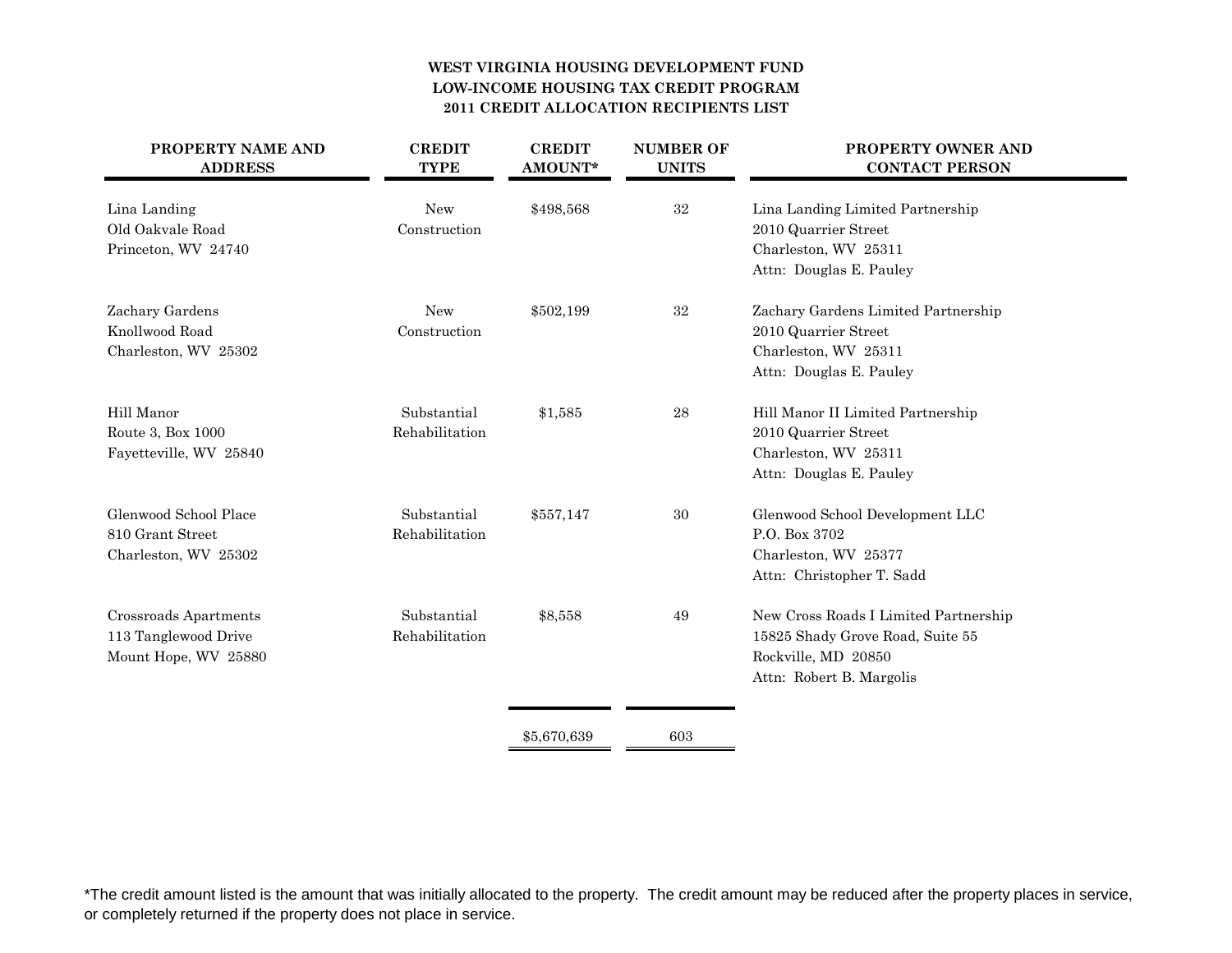**WEST VIRGINIA HOUSING DEVELOPMENT FUND**
**LOW-INCOME HOUSING TAX CREDIT PROGRAM**
**2011 CREDIT ALLOCATION RECIPIENTS LIST**

| PROPERTY NAME AND ADDRESS | CREDIT TYPE | CREDIT AMOUNT* | NUMBER OF UNITS | PROPERTY OWNER AND CONTACT PERSON |
|---|---|---|---|---|
| Lina Landing<br>Old Oakvale Road<br>Princeton, WV 24740 | New Construction | $498,568 | 32 | Lina Landing Limited Partnership<br>2010 Quarrier Street<br>Charleston, WV 25311<br>Attn: Douglas E. Pauley |
| Zachary Gardens<br>Knollwood Road<br>Charleston, WV 25302 | New Construction | $502,199 | 32 | Zachary Gardens Limited Partnership<br>2010 Quarrier Street<br>Charleston, WV 25311<br>Attn: Douglas E. Pauley |
| Hill Manor<br>Route 3, Box 1000<br>Fayetteville, WV 25840 | Substantial Rehabilitation | $1,585 | 28 | Hill Manor II Limited Partnership<br>2010 Quarrier Street<br>Charleston, WV 25311<br>Attn: Douglas E. Pauley |
| Glenwood School Place<br>810 Grant Street<br>Charleston, WV 25302 | Substantial Rehabilitation | $557,147 | 30 | Glenwood School Development LLC<br>P.O. Box 3702<br>Charleston, WV 25377<br>Attn: Christopher T. Sadd |
| Crossroads Apartments<br>113 Tanglewood Drive<br>Mount Hope, WV 25880 | Substantial Rehabilitation | $8,558 | 49 | New Cross Roads I Limited Partnership<br>15825 Shady Grove Road, Suite 55<br>Rockville, MD 20850<br>Attn: Robert B. Margolis |
| | | $5,670,639 | 603 | |

*The credit amount listed is the amount that was initially allocated to the property. The credit amount may be reduced after the property places in service, or completely returned if the property does not place in service.